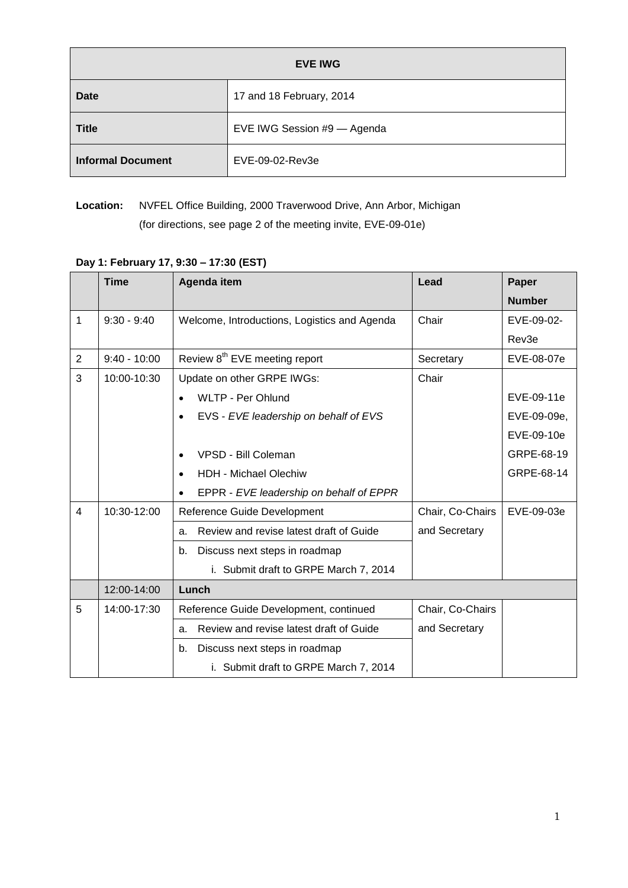| EVE IWG | |
|---|---|
| **Date** | 17 and 18 February, 2014 |
| **Title** | EVE IWG Session #9 — Agenda |
| **Informal Document** | EVE-09-02-Rev3e |

**Location:** NVFEL Office Building, 2000 Traverwood Drive, Ann Arbor, Michigan
(for directions, see page 2 of the meeting invite, EVE-09-01e)

**Day 1: February 17, 9:30 – 17:30 (EST)**

| | Time | Agenda item | Lead | Paper Number |
|---|---|---|---|---|
| 1 | 9:30 - 9:40 | Welcome, Introductions, Logistics and Agenda | Chair | EVE-09-02-Rev3e |
| 2 | 9:40 - 10:00 | Review 8th EVE meeting report | Secretary | EVE-08-07e |
| 3 | 10:00-10:30 | Update on other GRPE IWGs:<br>• WLTP - Per Ohlund<br>• EVS - *EVE leadership on behalf of EVS*<br>• VPSD - Bill Coleman<br>• HDH - Michael Olechiw<br>• EPPR - *EVE leadership on behalf of EPPR* | Chair | EVE-09-11e<br>EVE-09-09e, EVE-09-10e<br>GRPE-68-19<br>GRPE-68-14 |
| 4 | 10:30-12:00 | Reference Guide Development<br>a. Review and revise latest draft of Guide<br>b. Discuss next steps in roadmap<br>i. Submit draft to GRPE March 7, 2014 | Chair, Co-Chairs and Secretary | EVE-09-03e |
| | 12:00-14:00 | **Lunch** | | |
| 5 | 14:00-17:30 | Reference Guide Development, continued<br>a. Review and revise latest draft of Guide<br>b. Discuss next steps in roadmap<br>i. Submit draft to GRPE March 7, 2014 | Chair, Co-Chairs and Secretary | |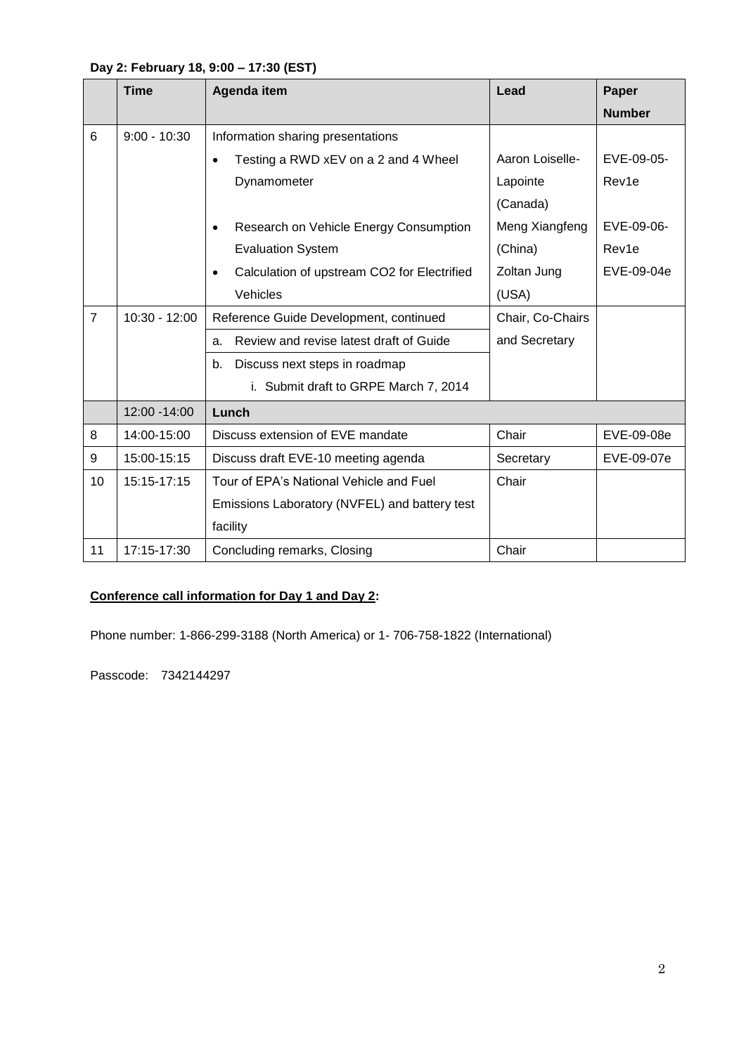**Day 2: February 18, 9:00 – 17:30 (EST)**

| | Time | Agenda item | Lead | Paper Number |
|---|---|---|---|---|
| 6 | 9:00 - 10:30 | Information sharing presentations<br>• Testing a RWD xEV on a 2 and 4 Wheel Dynamometer<br>• Research on Vehicle Energy Consumption Evaluation System<br>• Calculation of upstream CO2 for Electrified Vehicles | <br>Aaron Loiselle-Lapointe (Canada)<br>Meng Xiangfeng (China)<br>Zoltan Jung (USA) | <br>EVE-09-05-Rev1e<br>EVE-09-06-Rev1e<br>EVE-09-04e |
| 7 | 10:30 - 12:00 | Reference Guide Development, continued<br>a. Review and revise latest draft of Guide<br>b. Discuss next steps in roadmap<br>i. Submit draft to GRPE March 7, 2014 | Chair, Co-Chairs and Secretary | |
| | 12:00 -14:00 | **Lunch** | | |
| 8 | 14:00-15:00 | Discuss extension of EVE mandate | Chair | EVE-09-08e |
| 9 | 15:00-15:15 | Discuss draft EVE-10 meeting agenda | Secretary | EVE-09-07e |
| 10 | 15:15-17:15 | Tour of EPA's National Vehicle and Fuel Emissions Laboratory (NVFEL) and battery test facility | Chair | |
| 11 | 17:15-17:30 | Concluding remarks, Closing | Chair | |

**Conference call information for Day 1 and Day 2:**

Phone number: 1-866-299-3188 (North America) or 1- 706-758-1822 (International)

Passcode: 7342144297